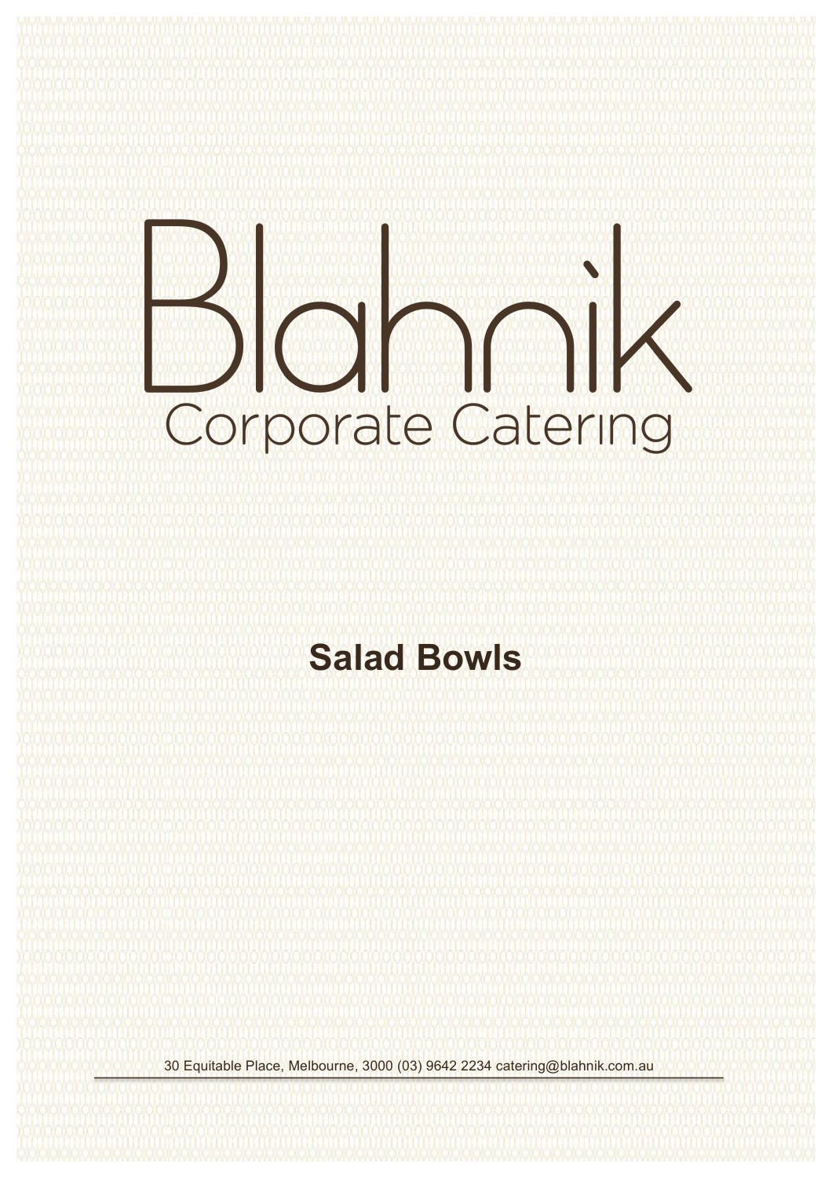# Blahnik

## Corporate Catering

## Salad Bowls

30 Equitable Place, Melbourne, 3000 (03) 9642 2234 catering@blahnik.com.au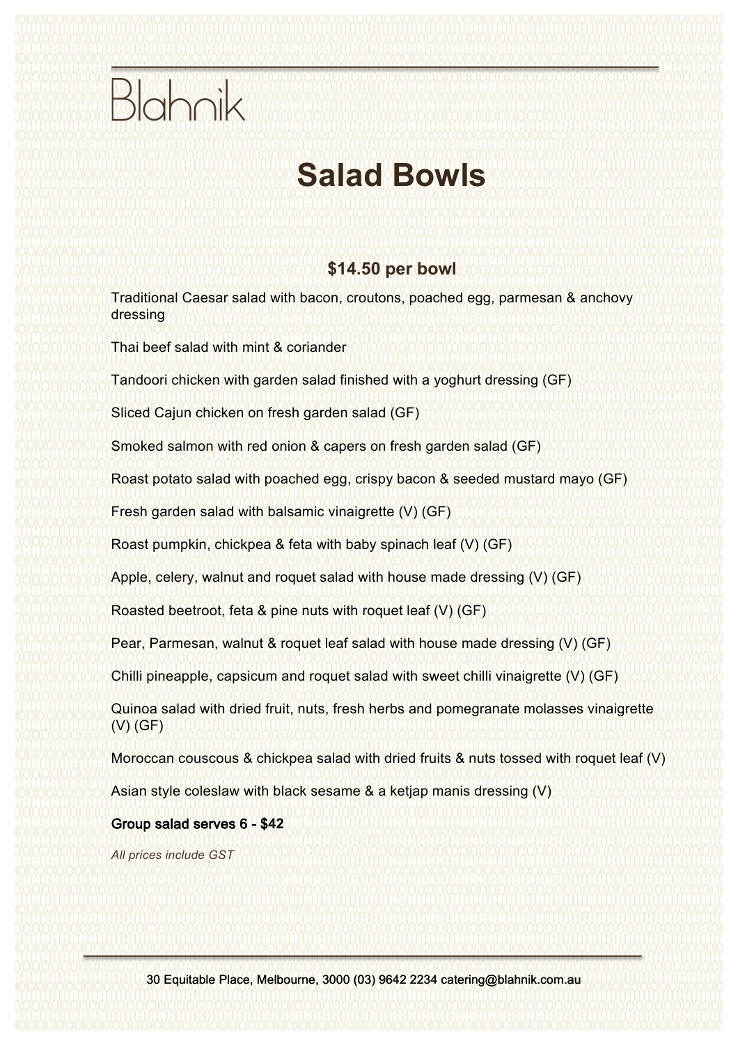Blahnik

# Salad Bowls

### $14.50 per bowl

Traditional Caesar salad with bacon, croutons, poached egg, parmesan & anchovy dressing

Thai beef salad with mint & coriander

Tandoori chicken with garden salad finished with a yoghurt dressing (GF)

Sliced Cajun chicken on fresh garden salad (GF)

Smoked salmon with red onion & capers on fresh garden salad (GF)

Roast potato salad with poached egg, crispy bacon & seeded mustard mayo (GF)

Fresh garden salad with balsamic vinaigrette (V) (GF)

Roast pumpkin, chickpea & feta with baby spinach leaf (V) (GF)

Apple, celery, walnut and roquet salad with house made dressing (V) (GF)

Roasted beetroot, feta & pine nuts with roquet leaf (V) (GF)

Pear, Parmesan, walnut & roquet leaf salad with house made dressing (V) (GF)

Chilli pineapple, capsicum and roquet salad with sweet chilli vinaigrette (V) (GF)

Quinoa salad with dried fruit, nuts, fresh herbs and pomegranate molasses vinaigrette (V) (GF)

Moroccan couscous & chickpea salad with dried fruits & nuts tossed with roquet leaf (V)

Asian style coleslaw with black sesame & a ketjap manis dressing (V)

**Group salad serves 6 - $42**

*All prices include GST*

30 Equitable Place, Melbourne, 3000 (03) 9642 2234 catering@blahnik.com.au